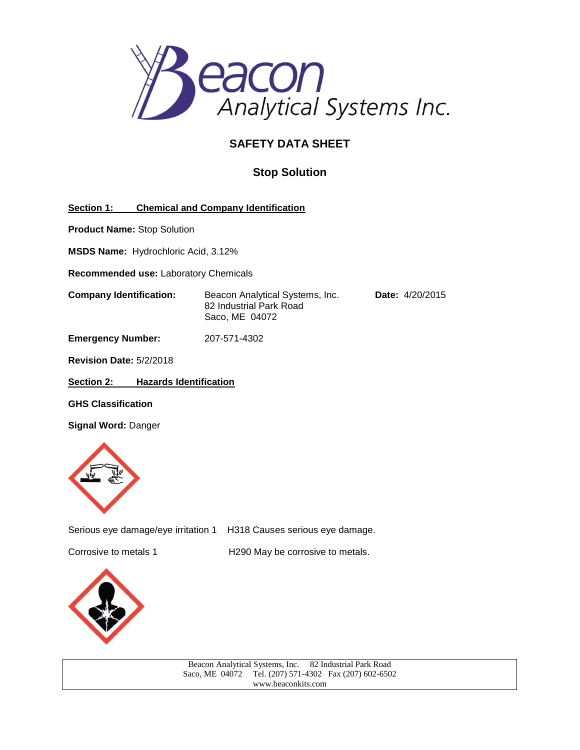# SAFETY DATA SHEET

## Stop Solution

**Section 1: Chemical and Company Identification**

**Product Name:** Stop Solution

**MSDS Name:** Hydrochloric Acid, 3.12%

**Recommended use:** Laboratory Chemicals

**Company Identification:** Beacon Analytical Systems, Inc.
82 Industrial Park Road
Saco, ME 04072

**Date:** 4/20/2015

**Emergency Number:** 207-571-4302

**Revision Date:** 5/2/2018

**Section 2: Hazards Identification**

**GHS Classification**

**Signal Word:** Danger

Serious eye damage/eye irritation 1 H318 Causes serious eye damage.

Corrosive to metals 1 H290 May be corrosive to metals.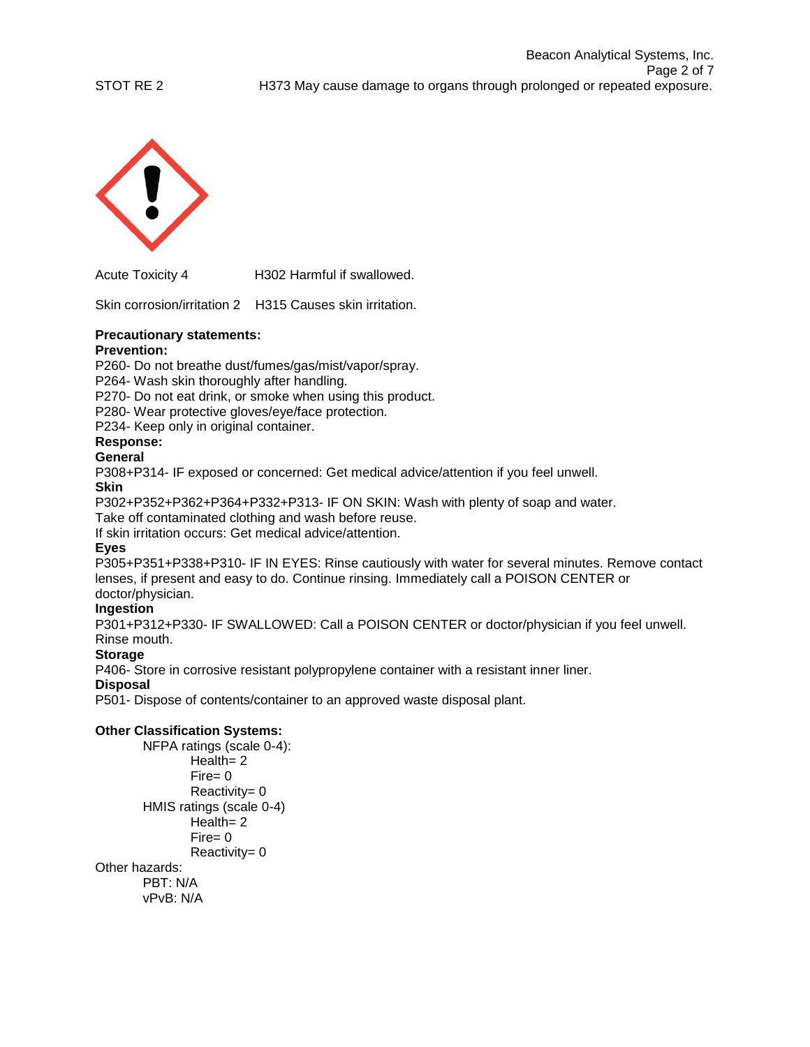STOT RE 2 H373 May cause damage to organs through prolonged or repeated exposure.

Acute Toxicity 4 H302 Harmful if swallowed.

Skin corrosion/irritation 2 H315 Causes skin irritation.

**Precautionary statements:**

**Prevention:**

P260- Do not breathe dust/fumes/gas/mist/vapor/spray.
P264- Wash skin thoroughly after handling.
P270- Do not eat drink, or smoke when using this product.
P280- Wear protective gloves/eye/face protection.
P234- Keep only in original container.

**Response:**

**General**

P308+P314- IF exposed or concerned: Get medical advice/attention if you feel unwell.

**Skin**

P302+P352+P362+P364+P332+P313- IF ON SKIN: Wash with plenty of soap and water. Take off contaminated clothing and wash before reuse. If skin irritation occurs: Get medical advice/attention.

**Eyes**

P305+P351+P338+P310- IF IN EYES: Rinse cautiously with water for several minutes. Remove contact lenses, if present and easy to do. Continue rinsing. Immediately call a POISON CENTER or doctor/physician.

**Ingestion**

P301+P312+P330- IF SWALLOWED: Call a POISON CENTER or doctor/physician if you feel unwell. Rinse mouth.

**Storage**

P406- Store in corrosive resistant polypropylene container with a resistant inner liner.

**Disposal**

P501- Dispose of contents/container to an approved waste disposal plant.

**Other Classification Systems:**

NFPA ratings (scale 0-4):
- Health= 2
- Fire= 0
- Reactivity= 0

HMIS ratings (scale 0-4)
- Health= 2
- Fire= 0
- Reactivity= 0

Other hazards:
- PBT: N/A
- vPvB: N/A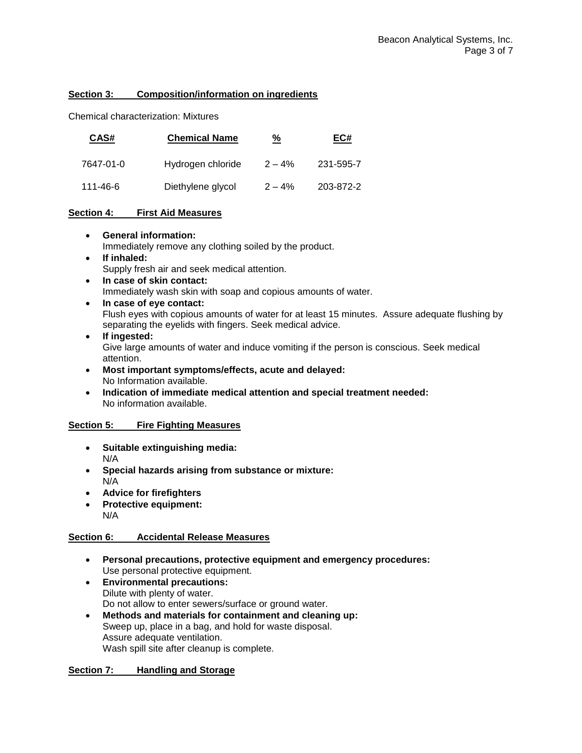## Section 3: Composition/information on ingredients

Chemical characterization: Mixtures

| CAS# | Chemical Name | % | EC# |
|---|---|---|---|
| 7647-01-0 | Hydrogen chloride | 2 – 4% | 231-595-7 |
| 111-46-6 | Diethylene glycol | 2 – 4% | 203-872-2 |

## Section 4: First Aid Measures

- **General information:**
  Immediately remove any clothing soiled by the product.
- **If inhaled:**
  Supply fresh air and seek medical attention.
- **In case of skin contact:**
  Immediately wash skin with soap and copious amounts of water.
- **In case of eye contact:**
  Flush eyes with copious amounts of water for at least 15 minutes. Assure adequate flushing by separating the eyelids with fingers. Seek medical advice.
- **If ingested:**
  Give large amounts of water and induce vomiting if the person is conscious. Seek medical attention.
- **Most important symptoms/effects, acute and delayed:**
  No Information available.
- **Indication of immediate medical attention and special treatment needed:**
  No information available.

## Section 5: Fire Fighting Measures

- **Suitable extinguishing media:**
  N/A
- **Special hazards arising from substance or mixture:**
  N/A
- **Advice for firefighters**
- **Protective equipment:**
  N/A

## Section 6: Accidental Release Measures

- **Personal precautions, protective equipment and emergency procedures:**
  Use personal protective equipment.
- **Environmental precautions:**
  Dilute with plenty of water.
  Do not allow to enter sewers/surface or ground water.
- **Methods and materials for containment and cleaning up:**
  Sweep up, place in a bag, and hold for waste disposal.
  Assure adequate ventilation.
  Wash spill site after cleanup is complete.

## Section 7: Handling and Storage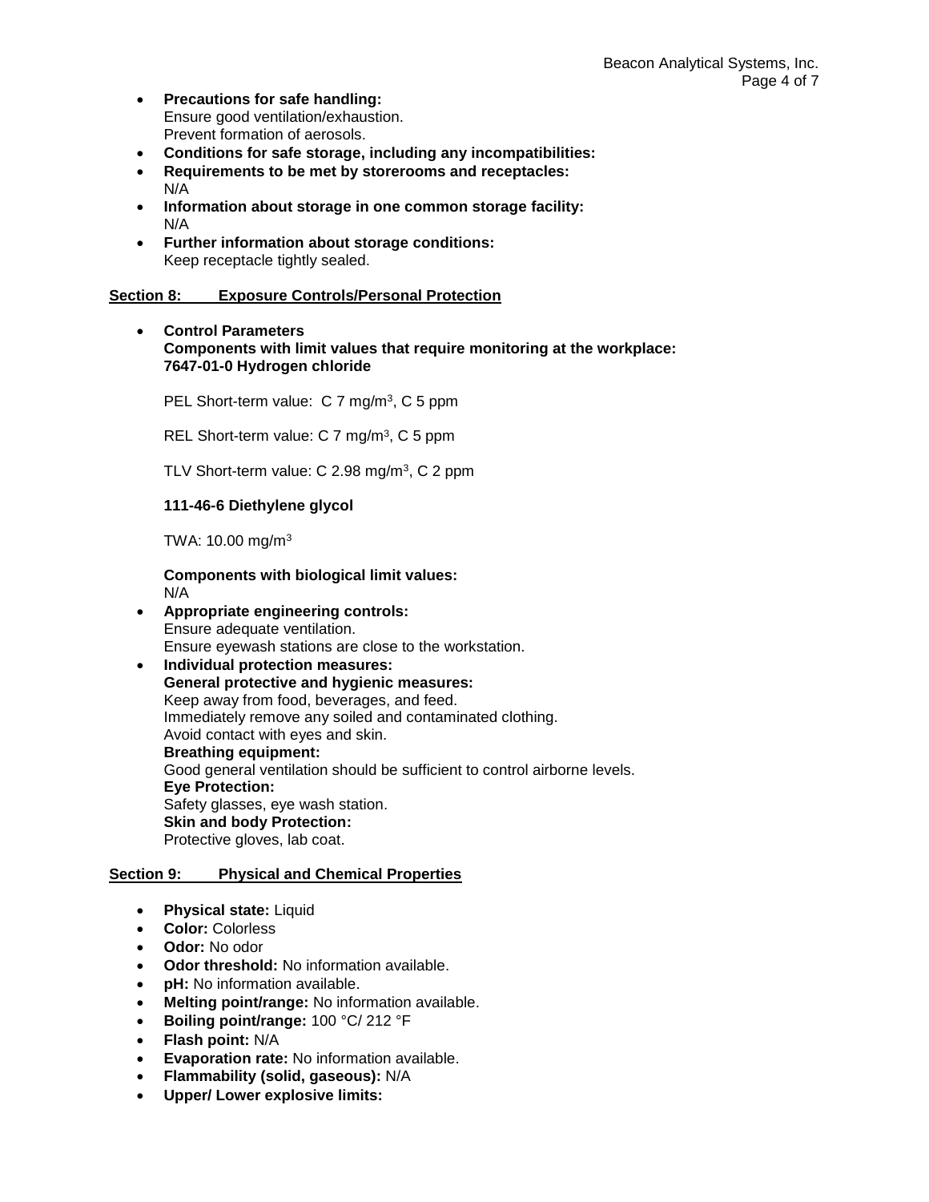- **Precautions for safe handling:**
  Ensure good ventilation/exhaustion.
  Prevent formation of aerosols.
- **Conditions for safe storage, including any incompatibilities:**
- **Requirements to be met by storerooms and receptacles:**
  N/A
- **Information about storage in one common storage facility:**
  N/A
- **Further information about storage conditions:**
  Keep receptacle tightly sealed.

## Section 8: Exposure Controls/Personal Protection

- **Control Parameters**
  **Components with limit values that require monitoring at the workplace:**
  **7647-01-0 Hydrogen chloride**

  PEL Short-term value: C 7 mg/m$^3$, C 5 ppm

  REL Short-term value: C 7 mg/m$^3$, C 5 ppm

  TLV Short-term value: C 2.98 mg/m$^3$, C 2 ppm

  **111-46-6 Diethylene glycol**

  TWA: 10.00 mg/m$^3$

  **Components with biological limit values:**
  N/A
- **Appropriate engineering controls:**
  Ensure adequate ventilation.
  Ensure eyewash stations are close to the workstation.
- **Individual protection measures:**
  **General protective and hygienic measures:**
  Keep away from food, beverages, and feed.
  Immediately remove any soiled and contaminated clothing.
  Avoid contact with eyes and skin.
  **Breathing equipment:**
  Good general ventilation should be sufficient to control airborne levels.
  **Eye Protection:**
  Safety glasses, eye wash station.
  **Skin and body Protection:**
  Protective gloves, lab coat.

## Section 9: Physical and Chemical Properties

- **Physical state:** Liquid
- **Color:** Colorless
- **Odor:** No odor
- **Odor threshold:** No information available.
- **pH:** No information available.
- **Melting point/range:** No information available.
- **Boiling point/range:** 100 °C/ 212 °F
- **Flash point:** N/A
- **Evaporation rate:** No information available.
- **Flammability (solid, gaseous):** N/A
- **Upper/ Lower explosive limits:**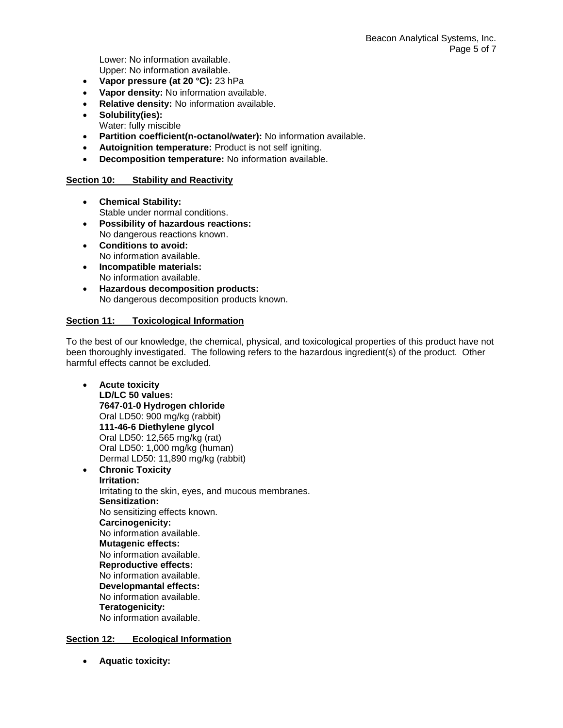Lower: No information available.
Upper: No information available.

- **Vapor pressure (at 20 °C):** 23 hPa
- **Vapor density:** No information available.
- **Relative density:** No information available.
- **Solubility(ies):**
  Water: fully miscible
- **Partition coefficient(n-octanol/water):** No information available.
- **Autoignition temperature:** Product is not self igniting.
- **Decomposition temperature:** No information available.

## Section 10: Stability and Reactivity

- **Chemical Stability:**
  Stable under normal conditions.
- **Possibility of hazardous reactions:**
  No dangerous reactions known.
- **Conditions to avoid:**
  No information available.
- **Incompatible materials:**
  No information available.
- **Hazardous decomposition products:**
  No dangerous decomposition products known.

## Section 11: Toxicological Information

To the best of our knowledge, the chemical, physical, and toxicological properties of this product have not been thoroughly investigated. The following refers to the hazardous ingredient(s) of the product. Other harmful effects cannot be excluded.

- **Acute toxicity**
  **LD/LC 50 values:**
  **7647-01-0 Hydrogen chloride**
  Oral LD50: 900 mg/kg (rabbit)
  **111-46-6 Diethylene glycol**
  Oral LD50: 12,565 mg/kg (rat)
  Oral LD50: 1,000 mg/kg (human)
  Dermal LD50: 11,890 mg/kg (rabbit)
- **Chronic Toxicity**
  **Irritation:**
  Irritating to the skin, eyes, and mucous membranes.
  **Sensitization:**
  No sensitizing effects known.
  **Carcinogenicity:**
  No information available.
  **Mutagenic effects:**
  No information available.
  **Reproductive effects:**
  No information available.
  **Developmantal effects:**
  No information available.
  **Teratogenicity:**
  No information available.

## Section 12: Ecological Information

- **Aquatic toxicity:**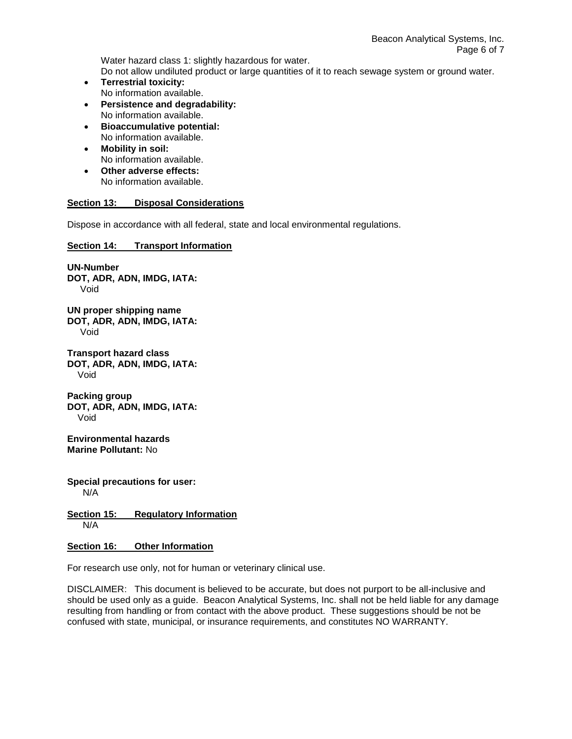Water hazard class 1: slightly hazardous for water.
Do not allow undiluted product or large quantities of it to reach sewage system or ground water.

- **Terrestrial toxicity:**
  No information available.
- **Persistence and degradability:**
  No information available.
- **Bioaccumulative potential:**
  No information available.
- **Mobility in soil:**
  No information available.
- **Other adverse effects:**
  No information available.

## Section 13: Disposal Considerations

Dispose in accordance with all federal, state and local environmental regulations.

## Section 14: Transport Information

**UN-Number**
**DOT, ADR, ADN, IMDG, IATA:**
Void

**UN proper shipping name**
**DOT, ADR, ADN, IMDG, IATA:**
Void

**Transport hazard class**
**DOT, ADR, ADN, IMDG, IATA:**
Void

**Packing group**
**DOT, ADR, ADN, IMDG, IATA:**
Void

**Environmental hazards**
**Marine Pollutant:** No

**Special precautions for user:**
N/A

## Section 15: Regulatory Information

N/A

## Section 16: Other Information

For research use only, not for human or veterinary clinical use.

DISCLAIMER: This document is believed to be accurate, but does not purport to be all-inclusive and should be used only as a guide. Beacon Analytical Systems, Inc. shall not be held liable for any damage resulting from handling or from contact with the above product. These suggestions should be not be confused with state, municipal, or insurance requirements, and constitutes NO WARRANTY.